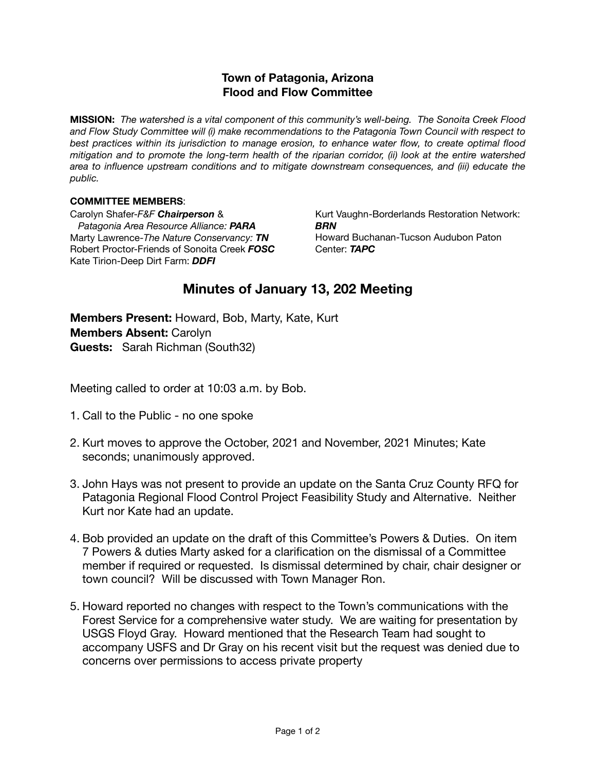# Town of Patagonia, Arizona
## Flood and Flow Committee

**MISSION:** *The watershed is a vital component of this community's well-being. The Sonoita Creek Flood and Flow Study Committee will (i) make recommendations to the Patagonia Town Council with respect to best practices within its jurisdiction to manage erosion, to enhance water flow, to create optimal flood mitigation and to promote the long-term health of the riparian corridor, (ii) look at the entire watershed area to influence upstream conditions and to mitigate downstream consequences, and (iii) educate the public.*

**COMMITTEE MEMBERS**:

Carolyn Shafer-*F&F* ***Chairperson*** & *Patagonia Area Resource Alliance:* ***PARA***
Marty Lawrence-*The Nature Conservancy:* ***TN***
Robert Proctor-Friends of Sonoita Creek ***FOSC***
Kate Tirion-Deep Dirt Farm: ***DDFI***
Kurt Vaughn-Borderlands Restoration Network: ***BRN***
Howard Buchanan-Tucson Audubon Paton Center: ***TAPC***

## Minutes of January 13, 202 Meeting

**Members Present:** Howard, Bob, Marty, Kate, Kurt
**Members Absent:** Carolyn
**Guests:** Sarah Richman (South32)

Meeting called to order at 10:03 a.m. by Bob.

1. Call to the Public - no one spoke

2. Kurt moves to approve the October, 2021 and November, 2021 Minutes; Kate seconds; unanimously approved.

3. John Hays was not present to provide an update on the Santa Cruz County RFQ for Patagonia Regional Flood Control Project Feasibility Study and Alternative. Neither Kurt nor Kate had an update.

4. Bob provided an update on the draft of this Committee's Powers & Duties. On item 7 Powers & duties Marty asked for a clarification on the dismissal of a Committee member if required or requested. Is dismissal determined by chair, chair designer or town council? Will be discussed with Town Manager Ron.

5. Howard reported no changes with respect to the Town's communications with the Forest Service for a comprehensive water study. We are waiting for presentation by USGS Floyd Gray. Howard mentioned that the Research Team had sought to accompany USFS and Dr Gray on his recent visit but the request was denied due to concerns over permissions to access private property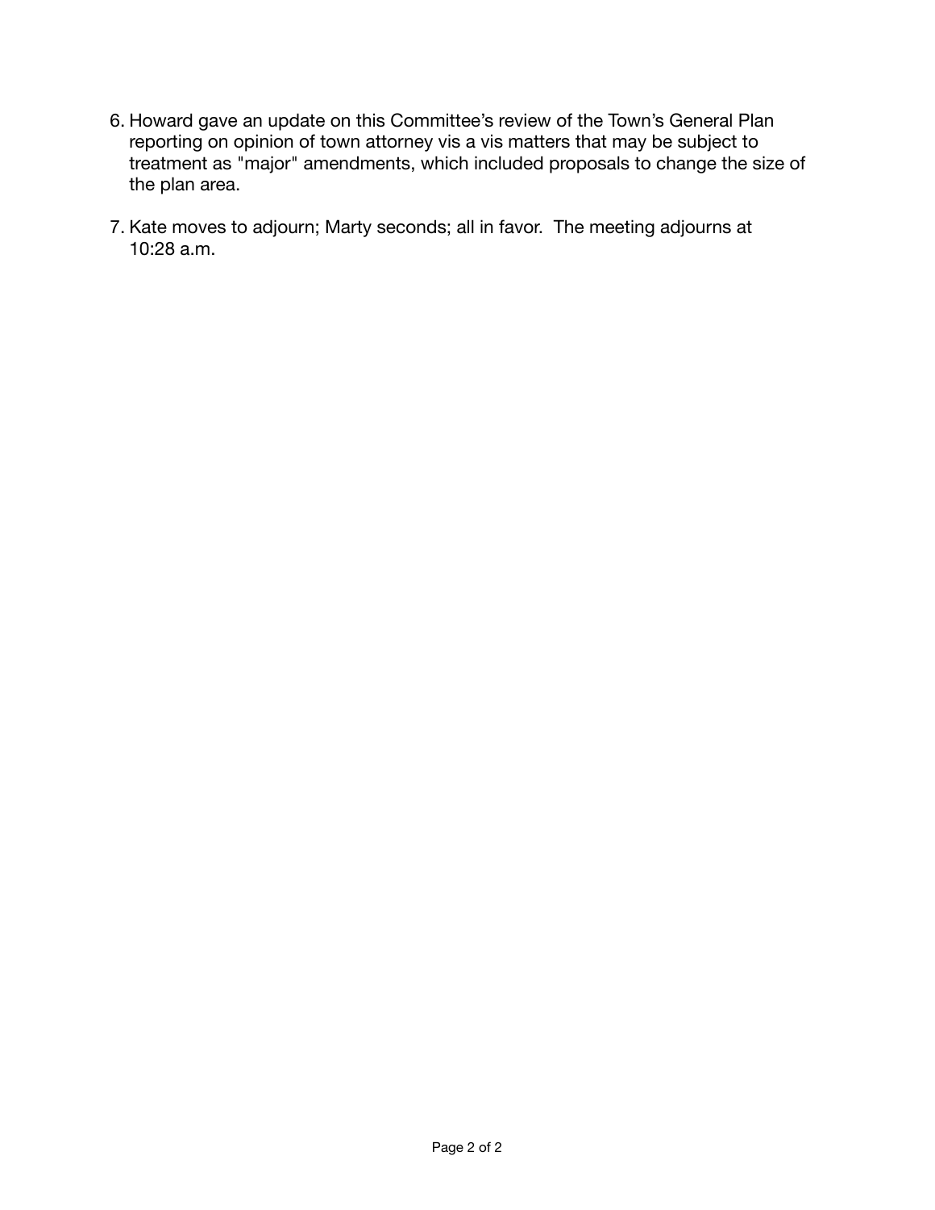6. Howard gave an update on this Committee's review of the Town's General Plan reporting on opinion of town attorney vis a vis matters that may be subject to treatment as "major" amendments, which included proposals to change the size of the plan area.

7. Kate moves to adjourn; Marty seconds; all in favor. The meeting adjourns at 10:28 a.m.